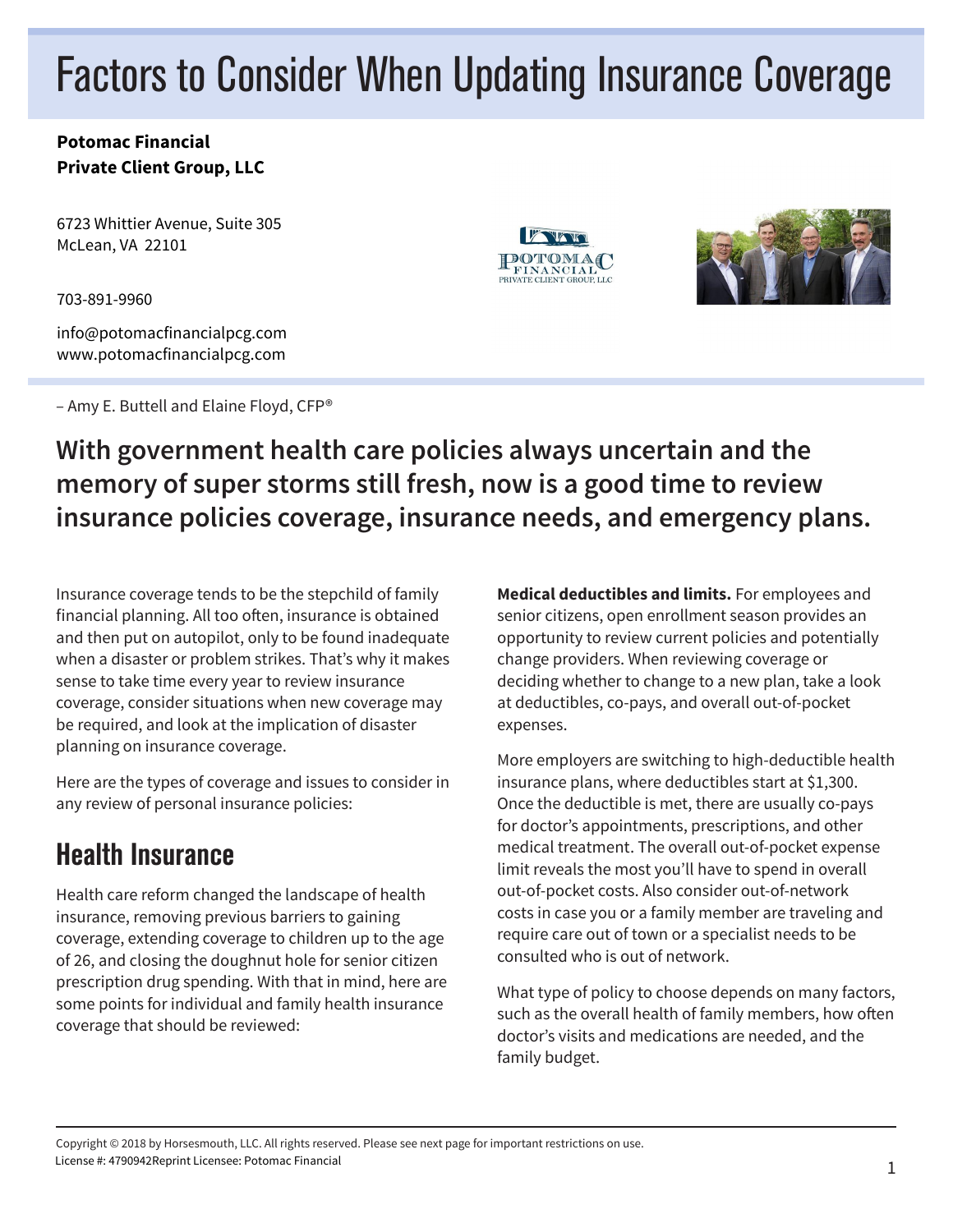# Factors to Consider When Updating Insurance Coverage

**Potomac Financial**
**Private Client Group, LLC**

6723 Whittier Avenue, Suite 305
McLean, VA 22101

703-891-9960

info@potomacfinancialpcg.com
www.potomacfinancialpcg.com

– Amy E. Buttell and Elaine Floyd, CFP®

## With government health care policies always uncertain and the memory of super storms still fresh, now is a good time to review insurance policies coverage, insurance needs, and emergency plans.

Insurance coverage tends to be the stepchild of family financial planning. All too often, insurance is obtained and then put on autopilot, only to be found inadequate when a disaster or problem strikes. That's why it makes sense to take time every year to review insurance coverage, consider situations when new coverage may be required, and look at the implication of disaster planning on insurance coverage.

Here are the types of coverage and issues to consider in any review of personal insurance policies:

## Health Insurance

Health care reform changed the landscape of health insurance, removing previous barriers to gaining coverage, extending coverage to children up to the age of 26, and closing the doughnut hole for senior citizen prescription drug spending. With that in mind, here are some points for individual and family health insurance coverage that should be reviewed:

**Medical deductibles and limits.** For employees and senior citizens, open enrollment season provides an opportunity to review current policies and potentially change providers. When reviewing coverage or deciding whether to change to a new plan, take a look at deductibles, co-pays, and overall out-of-pocket expenses.

More employers are switching to high-deductible health insurance plans, where deductibles start at $1,300. Once the deductible is met, there are usually co-pays for doctor's appointments, prescriptions, and other medical treatment. The overall out-of-pocket expense limit reveals the most you'll have to spend in overall out-of-pocket costs. Also consider out-of-network costs in case you or a family member are traveling and require care out of town or a specialist needs to be consulted who is out of network.

What type of policy to choose depends on many factors, such as the overall health of family members, how often doctor's visits and medications are needed, and the family budget.

Copyright © 2018 by Horsesmouth, LLC. All rights reserved. Please see next page for important restrictions on use.
License #: 4790942Reprint Licensee: Potomac Financial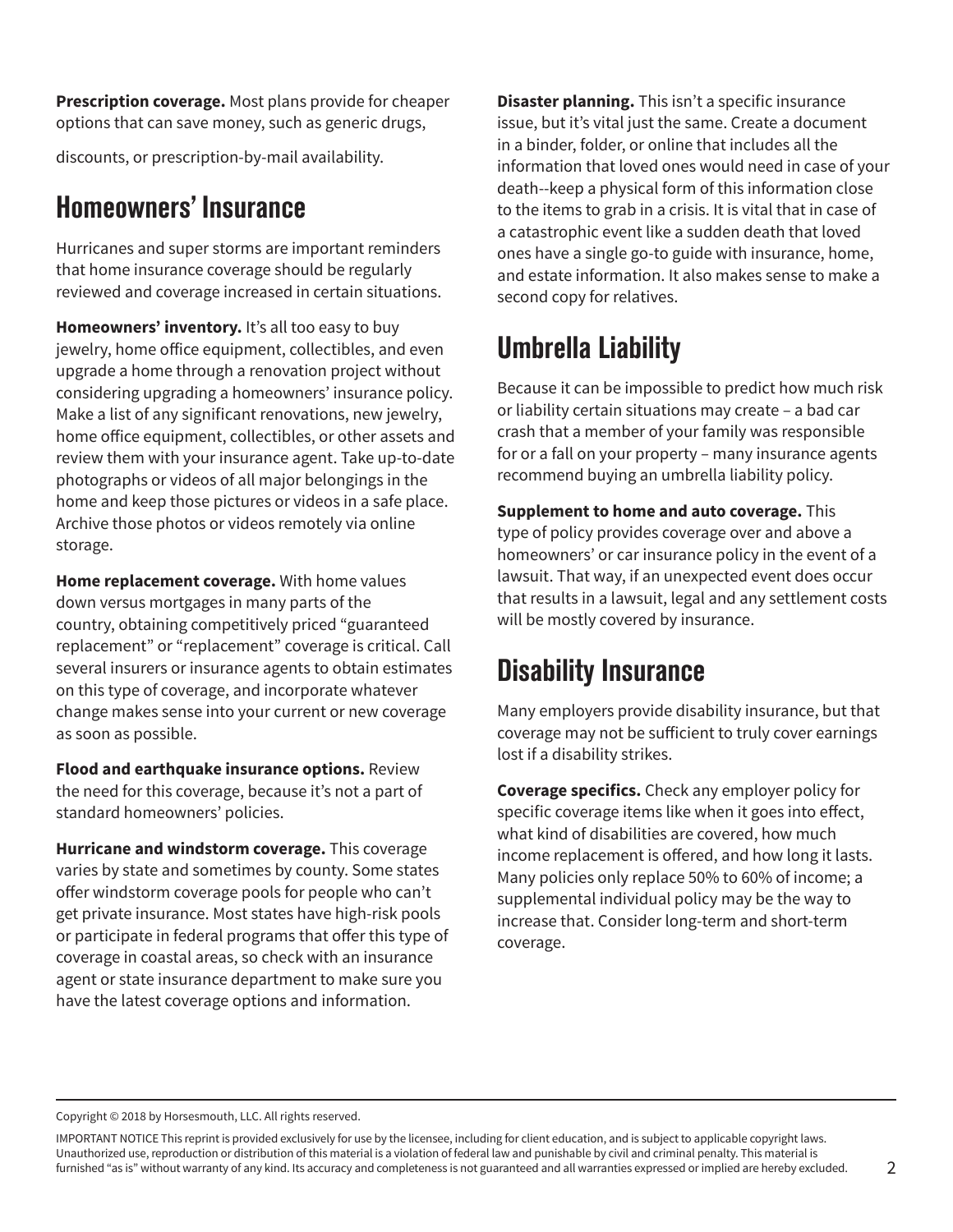**Prescription coverage.** Most plans provide for cheaper options that can save money, such as generic drugs,

discounts, or prescription-by-mail availability.

## Homeowners' Insurance

Hurricanes and super storms are important reminders that home insurance coverage should be regularly reviewed and coverage increased in certain situations.

**Homeowners' inventory.** It's all too easy to buy jewelry, home office equipment, collectibles, and even upgrade a home through a renovation project without considering upgrading a homeowners' insurance policy. Make a list of any significant renovations, new jewelry, home office equipment, collectibles, or other assets and review them with your insurance agent. Take up-to-date photographs or videos of all major belongings in the home and keep those pictures or videos in a safe place. Archive those photos or videos remotely via online storage.

**Home replacement coverage.** With home values down versus mortgages in many parts of the country, obtaining competitively priced "guaranteed replacement" or "replacement" coverage is critical. Call several insurers or insurance agents to obtain estimates on this type of coverage, and incorporate whatever change makes sense into your current or new coverage as soon as possible.

**Flood and earthquake insurance options.** Review the need for this coverage, because it's not a part of standard homeowners' policies.

**Hurricane and windstorm coverage.** This coverage varies by state and sometimes by county. Some states offer windstorm coverage pools for people who can't get private insurance. Most states have high-risk pools or participate in federal programs that offer this type of coverage in coastal areas, so check with an insurance agent or state insurance department to make sure you have the latest coverage options and information.

**Disaster planning.** This isn't a specific insurance issue, but it's vital just the same. Create a document in a binder, folder, or online that includes all the information that loved ones would need in case of your death--keep a physical form of this information close to the items to grab in a crisis. It is vital that in case of a catastrophic event like a sudden death that loved ones have a single go-to guide with insurance, home, and estate information. It also makes sense to make a second copy for relatives.

## Umbrella Liability

Because it can be impossible to predict how much risk or liability certain situations may create – a bad car crash that a member of your family was responsible for or a fall on your property – many insurance agents recommend buying an umbrella liability policy.

**Supplement to home and auto coverage.** This type of policy provides coverage over and above a homeowners' or car insurance policy in the event of a lawsuit. That way, if an unexpected event does occur that results in a lawsuit, legal and any settlement costs will be mostly covered by insurance.

## Disability Insurance

Many employers provide disability insurance, but that coverage may not be sufficient to truly cover earnings lost if a disability strikes.

**Coverage specifics.** Check any employer policy for specific coverage items like when it goes into effect, what kind of disabilities are covered, how much income replacement is offered, and how long it lasts. Many policies only replace 50% to 60% of income; a supplemental individual policy may be the way to increase that. Consider long-term and short-term coverage.

Copyright © 2018 by Horsesmouth, LLC. All rights reserved.

IMPORTANT NOTICE This reprint is provided exclusively for use by the licensee, including for client education, and is subject to applicable copyright laws. Unauthorized use, reproduction or distribution of this material is a violation of federal law and punishable by civil and criminal penalty. This material is furnished "as is" without warranty of any kind. Its accuracy and completeness is not guaranteed and all warranties expressed or implied are hereby excluded.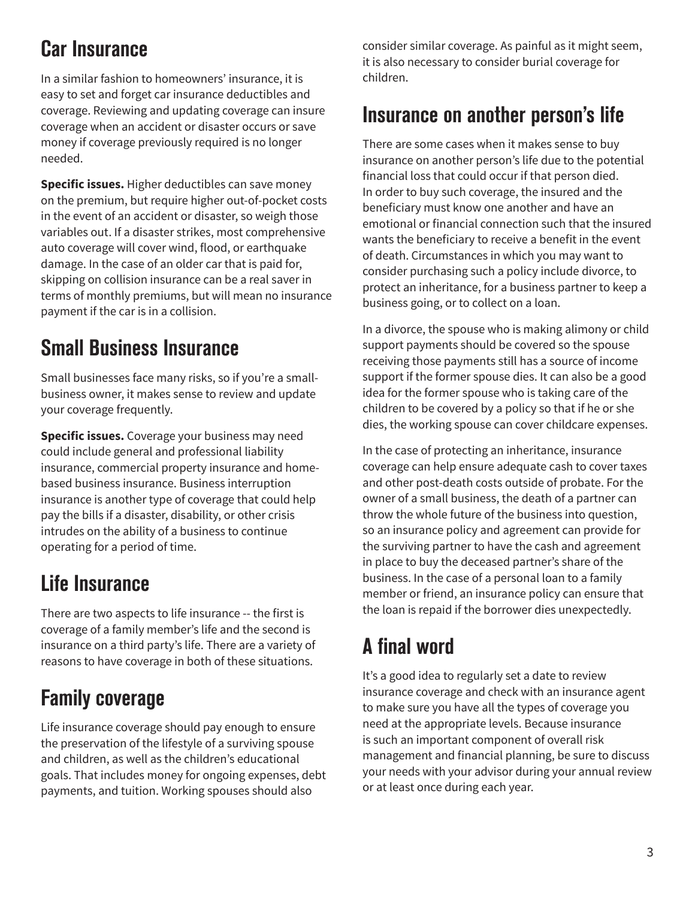## Car Insurance

In a similar fashion to homeowners' insurance, it is easy to set and forget car insurance deductibles and coverage. Reviewing and updating coverage can insure coverage when an accident or disaster occurs or save money if coverage previously required is no longer needed.

**Specific issues.** Higher deductibles can save money on the premium, but require higher out-of-pocket costs in the event of an accident or disaster, so weigh those variables out. If a disaster strikes, most comprehensive auto coverage will cover wind, flood, or earthquake damage. In the case of an older car that is paid for, skipping on collision insurance can be a real saver in terms of monthly premiums, but will mean no insurance payment if the car is in a collision.

## Small Business Insurance

Small businesses face many risks, so if you're a small-business owner, it makes sense to review and update your coverage frequently.

**Specific issues.** Coverage your business may need could include general and professional liability insurance, commercial property insurance and home-based business insurance. Business interruption insurance is another type of coverage that could help pay the bills if a disaster, disability, or other crisis intrudes on the ability of a business to continue operating for a period of time.

## Life Insurance

There are two aspects to life insurance -- the first is coverage of a family member's life and the second is insurance on a third party's life. There are a variety of reasons to have coverage in both of these situations.

## Family coverage

Life insurance coverage should pay enough to ensure the preservation of the lifestyle of a surviving spouse and children, as well as the children's educational goals. That includes money for ongoing expenses, debt payments, and tuition. Working spouses should also consider similar coverage. As painful as it might seem, it is also necessary to consider burial coverage for children.

## Insurance on another person's life

There are some cases when it makes sense to buy insurance on another person's life due to the potential financial loss that could occur if that person died. In order to buy such coverage, the insured and the beneficiary must know one another and have an emotional or financial connection such that the insured wants the beneficiary to receive a benefit in the event of death. Circumstances in which you may want to consider purchasing such a policy include divorce, to protect an inheritance, for a business partner to keep a business going, or to collect on a loan.

In a divorce, the spouse who is making alimony or child support payments should be covered so the spouse receiving those payments still has a source of income support if the former spouse dies. It can also be a good idea for the former spouse who is taking care of the children to be covered by a policy so that if he or she dies, the working spouse can cover childcare expenses.

In the case of protecting an inheritance, insurance coverage can help ensure adequate cash to cover taxes and other post-death costs outside of probate. For the owner of a small business, the death of a partner can throw the whole future of the business into question, so an insurance policy and agreement can provide for the surviving partner to have the cash and agreement in place to buy the deceased partner's share of the business. In the case of a personal loan to a family member or friend, an insurance policy can ensure that the loan is repaid if the borrower dies unexpectedly.

## A final word

It's a good idea to regularly set a date to review insurance coverage and check with an insurance agent to make sure you have all the types of coverage you need at the appropriate levels. Because insurance is such an important component of overall risk management and financial planning, be sure to discuss your needs with your advisor during your annual review or at least once during each year.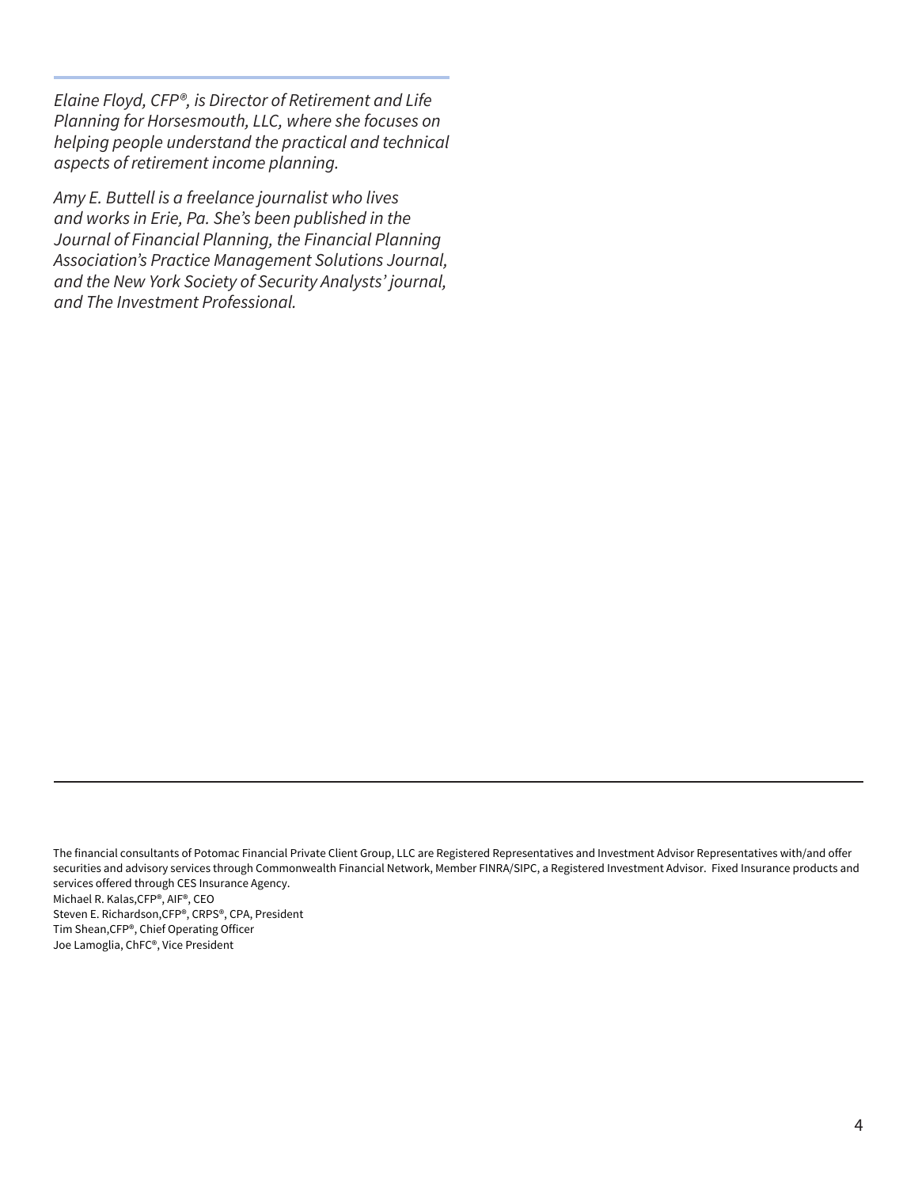*Elaine Floyd, CFP®, is Director of Retirement and Life Planning for Horsesmouth, LLC, where she focuses on helping people understand the practical and technical aspects of retirement income planning.*

*Amy E. Buttell is a freelance journalist who lives and works in Erie, Pa. She's been published in the Journal of Financial Planning, the Financial Planning Association's Practice Management Solutions Journal, and the New York Society of Security Analysts' journal, and The Investment Professional.*

---

The financial consultants of Potomac Financial Private Client Group, LLC are Registered Representatives and Investment Advisor Representatives with/and offer securities and advisory services through Commonwealth Financial Network, Member FINRA/SIPC, a Registered Investment Advisor. Fixed Insurance products and services offered through CES Insurance Agency.
Michael R. Kalas,CFP®, AIF®, CEO
Steven E. Richardson,CFP®, CRPS®, CPA, President
Tim Shean,CFP®, Chief Operating Officer
Joe Lamoglia, ChFC®, Vice President